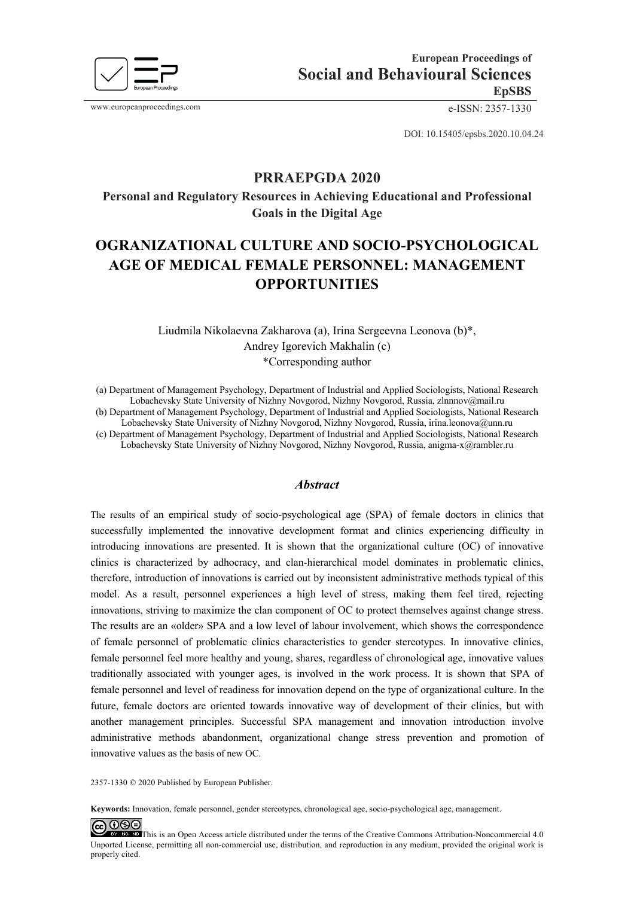European Proceedings of
**Social and Behavioural Sciences**
**EpSBS**

www.europeanproceedings.com e-ISSN: 2357-1330

DOI: 10.15405/epsbs.2020.10.04.24

## PRRAEPGDA 2020

**Personal and Regulatory Resources in Achieving Educational and Professional Goals in the Digital Age**

# OGRANIZATIONAL CULTURE AND SOCIO-PSYCHOLOGICAL AGE OF MEDICAL FEMALE PERSONNEL: MANAGEMENT OPPORTUNITIES

Liudmila Nikolaevna Zakharova (a), Irina Sergeevna Leonova (b)*, Andrey Igorevich Makhalin (c)
*Corresponding author

(a) Department of Management Psychology, Department of Industrial and Applied Sociologists, National Research Lobachevsky State University of Nizhny Novgorod, Nizhny Novgorod, Russia, zlnnnov@mail.ru
(b) Department of Management Psychology, Department of Industrial and Applied Sociologists, National Research Lobachevsky State University of Nizhny Novgorod, Nizhny Novgorod, Russia, irina.leonova@unn.ru
(c) Department of Management Psychology, Department of Industrial and Applied Sociologists, National Research Lobachevsky State University of Nizhny Novgorod, Nizhny Novgorod, Russia, anigma-x@rambler.ru

### *Abstract*

The results of an empirical study of socio-psychological age (SPA) of female doctors in clinics that successfully implemented the innovative development format and clinics experiencing difficulty in introducing innovations are presented. It is shown that the organizational culture (OC) of innovative clinics is characterized by adhocracy, and clan-hierarchical model dominates in problematic clinics, therefore, introduction of innovations is carried out by inconsistent administrative methods typical of this model. As a result, personnel experiences a high level of stress, making them feel tired, rejecting innovations, striving to maximize the clan component of OC to protect themselves against change stress. The results are an «older» SPA and a low level of labour involvement, which shows the correspondence of female personnel of problematic clinics characteristics to gender stereotypes. In innovative clinics, female personnel feel more healthy and young, shares, regardless of chronological age, innovative values traditionally associated with younger ages, is involved in the work process. It is shown that SPA of female personnel and level of readiness for innovation depend on the type of organizational culture. In the future, female doctors are oriented towards innovative way of development of their clinics, but with another management principles. Successful SPA management and innovation introduction involve administrative methods abandonment, organizational change stress prevention and promotion of innovative values as the basis of new OC.

2357-1330 © 2020 Published by European Publisher.

**Keywords:** Innovation, female personnel, gender stereotypes, chronological age, socio-psychological age, management.

This is an Open Access article distributed under the terms of the Creative Commons Attribution-Noncommercial 4.0 Unported License, permitting all non-commercial use, distribution, and reproduction in any medium, provided the original work is properly cited.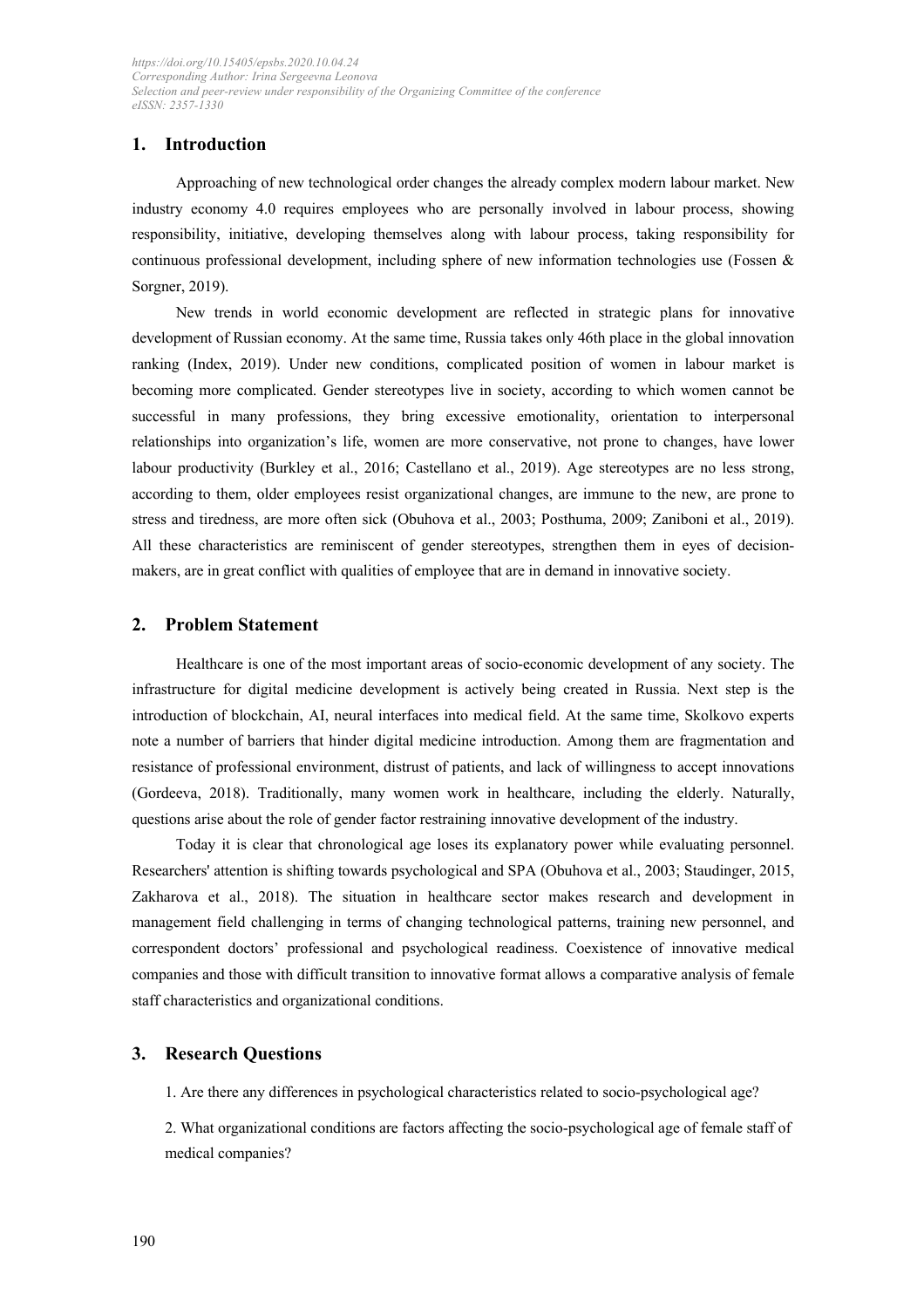## 1. Introduction

Approaching of new technological order changes the already complex modern labour market. New industry economy 4.0 requires employees who are personally involved in labour process, showing responsibility, initiative, developing themselves along with labour process, taking responsibility for continuous professional development, including sphere of new information technologies use (Fossen & Sorgner, 2019).

New trends in world economic development are reflected in strategic plans for innovative development of Russian economy. At the same time, Russia takes only 46th place in the global innovation ranking (Index, 2019). Under new conditions, complicated position of women in labour market is becoming more complicated. Gender stereotypes live in society, according to which women cannot be successful in many professions, they bring excessive emotionality, orientation to interpersonal relationships into organization's life, women are more conservative, not prone to changes, have lower labour productivity (Burkley et al., 2016; Castellano et al., 2019). Age stereotypes are no less strong, according to them, older employees resist organizational changes, are immune to the new, are prone to stress and tiredness, are more often sick (Obuhova et al., 2003; Posthuma, 2009; Zaniboni et al., 2019). All these characteristics are reminiscent of gender stereotypes, strengthen them in eyes of decision-makers, are in great conflict with qualities of employee that are in demand in innovative society.

## 2. Problem Statement

Healthcare is one of the most important areas of socio-economic development of any society. The infrastructure for digital medicine development is actively being created in Russia. Next step is the introduction of blockchain, AI, neural interfaces into medical field. At the same time, Skolkovo experts note a number of barriers that hinder digital medicine introduction. Among them are fragmentation and resistance of professional environment, distrust of patients, and lack of willingness to accept innovations (Gordeeva, 2018). Traditionally, many women work in healthcare, including the elderly. Naturally, questions arise about the role of gender factor restraining innovative development of the industry.

Today it is clear that chronological age loses its explanatory power while evaluating personnel. Researchers' attention is shifting towards psychological and SPA (Obuhova et al., 2003; Staudinger, 2015, Zakharova et al., 2018). The situation in healthcare sector makes research and development in management field challenging in terms of changing technological patterns, training new personnel, and correspondent doctors' professional and psychological readiness. Coexistence of innovative medical companies and those with difficult transition to innovative format allows a comparative analysis of female staff characteristics and organizational conditions.

## 3. Research Questions

1. Are there any differences in psychological characteristics related to socio-psychological age?

2. What organizational conditions are factors affecting the socio-psychological age of female staff of medical companies?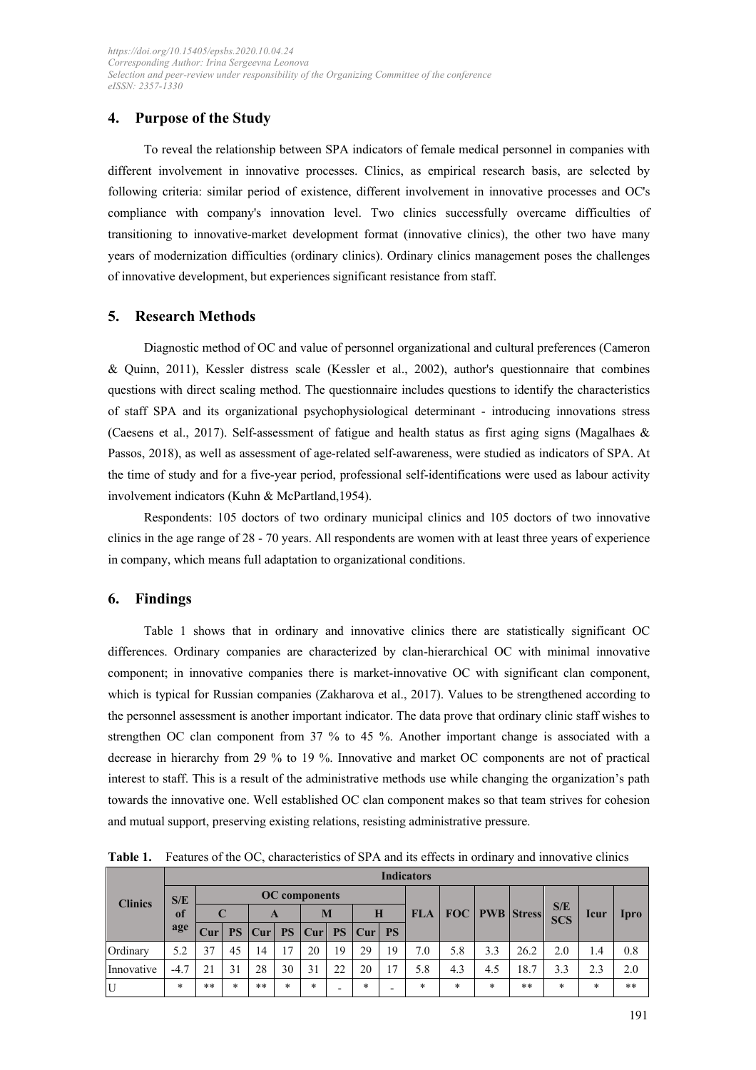## 4. Purpose of the Study

To reveal the relationship between SPA indicators of female medical personnel in companies with different involvement in innovative processes. Clinics, as empirical research basis, are selected by following criteria: similar period of existence, different involvement in innovative processes and OC's compliance with company's innovation level. Two clinics successfully overcame difficulties of transitioning to innovative-market development format (innovative clinics), the other two have many years of modernization difficulties (ordinary clinics). Ordinary clinics management poses the challenges of innovative development, but experiences significant resistance from staff.

## 5. Research Methods

Diagnostic method of OC and value of personnel organizational and cultural preferences (Cameron & Quinn, 2011), Kessler distress scale (Kessler et al., 2002), author's questionnaire that combines questions with direct scaling method. The questionnaire includes questions to identify the characteristics of staff SPA and its organizational psychophysiological determinant - introducing innovations stress (Caesens et al., 2017). Self-assessment of fatigue and health status as first aging signs (Magalhaes & Passos, 2018), as well as assessment of age-related self-awareness, were studied as indicators of SPA. At the time of study and for a five-year period, professional self-identifications were used as labour activity involvement indicators (Kuhn & McPartland,1954).

Respondents: 105 doctors of two ordinary municipal clinics and 105 doctors of two innovative clinics in the age range of 28 - 70 years. All respondents are women with at least three years of experience in company, which means full adaptation to organizational conditions.

## 6. Findings

Table 1 shows that in ordinary and innovative clinics there are statistically significant OC differences. Ordinary companies are characterized by clan-hierarchical OC with minimal innovative component; in innovative companies there is market-innovative OC with significant clan component, which is typical for Russian companies (Zakharova et al., 2017). Values to be strengthened according to the personnel assessment is another important indicator. The data prove that ordinary clinic staff wishes to strengthen OC clan component from 37 % to 45 %. Another important change is associated with a decrease in hierarchy from 29 % to 19 %. Innovative and market OC components are not of practical interest to staff. This is a result of the administrative methods use while changing the organization's path towards the innovative one. Well established OC clan component makes so that team strives for cohesion and mutual support, preserving existing relations, resisting administrative pressure.

**Table 1.** Features of the OC, characteristics of SPA and its effects in ordinary and innovative clinics

| Clinics | Indicators | | | | | | | | | | | | | | | | |
|---|---|---|---|---|---|---|---|---|---|---|---|---|---|---|---|---|---|
| | S/E of age | OC components | | | | | | | | FLA | FOC | PWB | Stress | S/E SCS | Icur | Ipro |
| | | C | | A | | M | | H | | | | | | | | |
| | | Cur | PS | Cur | PS | Cur | PS | Cur | PS | | | | | | | |
| Ordinary | 5.2 | 37 | 45 | 14 | 17 | 20 | 19 | 29 | 19 | 7.0 | 5.8 | 3.3 | 26.2 | 2.0 | 1.4 | 0.8 |
| Innovative | -4.7 | 21 | 31 | 28 | 30 | 31 | 22 | 20 | 17 | 5.8 | 4.3 | 4.5 | 18.7 | 3.3 | 2.3 | 2.0 |
| U | * | ** | * | ** | * | * | - | * | - | * | * | * | ** | * | * | ** |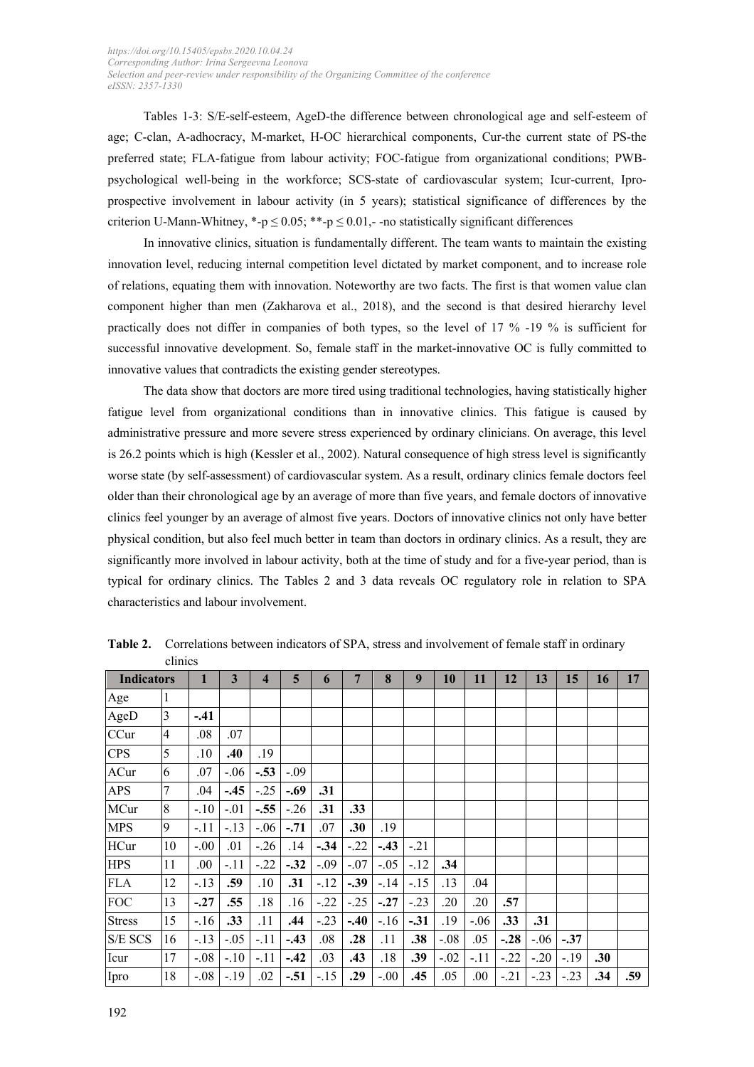Tables 1-3: S/E-self-esteem, AgeD-the difference between chronological age and self-esteem of age; C-clan, A-adhocracy, M-market, H-OC hierarchical components, Cur-the current state of PS-the preferred state; FLA-fatigue from labour activity; FOC-fatigue from organizational conditions; PWB-psychological well-being in the workforce; SCS-state of cardiovascular system; Icur-current, Ipro-prospective involvement in labour activity (in 5 years); statistical significance of differences by the criterion U-Mann-Whitney, *-p ≤ 0.05; **-p ≤ 0.01,- -no statistically significant differences

In innovative clinics, situation is fundamentally different. The team wants to maintain the existing innovation level, reducing internal competition level dictated by market component, and to increase role of relations, equating them with innovation. Noteworthy are two facts. The first is that women value clan component higher than men (Zakharova et al., 2018), and the second is that desired hierarchy level practically does not differ in companies of both types, so the level of 17 % -19 % is sufficient for successful innovative development. So, female staff in the market-innovative OC is fully committed to innovative values that contradicts the existing gender stereotypes.

The data show that doctors are more tired using traditional technologies, having statistically higher fatigue level from organizational conditions than in innovative clinics. This fatigue is caused by administrative pressure and more severe stress experienced by ordinary clinicians. On average, this level is 26.2 points which is high (Kessler et al., 2002). Natural consequence of high stress level is significantly worse state (by self-assessment) of cardiovascular system. As a result, ordinary clinics female doctors feel older than their chronological age by an average of more than five years, and female doctors of innovative clinics feel younger by an average of almost five years. Doctors of innovative clinics not only have better physical condition, but also feel much better in team than doctors in ordinary clinics. As a result, they are significantly more involved in labour activity, both at the time of study and for a five-year period, than is typical for ordinary clinics. The Tables 2 and 3 data reveals OC regulatory role in relation to SPA characteristics and labour involvement.

**Table 2.** Correlations between indicators of SPA, stress and involvement of female staff in ordinary clinics

| Indicators | | 1 | 3 | 4 | 5 | 6 | 7 | 8 | 9 | 10 | 11 | 12 | 13 | 15 | 16 | 17 |
|---|---|---|---|---|---|---|---|---|---|---|---|---|---|---|---|---|
| Age | 1 | | | | | | | | | | | | | | | |
| AgeD | 3 | **-.41** | | | | | | | | | | | | | | |
| CCur | 4 | .08 | .07 | | | | | | | | | | | | | |
| CPS | 5 | .10 | **.40** | .19 | | | | | | | | | | | | |
| ACur | 6 | .07 | -.06 | **-.53** | -.09 | | | | | | | | | | | |
| APS | 7 | .04 | **-.45** | -.25 | **-.69** | **.31** | | | | | | | | | | |
| MCur | 8 | -.10 | -.01 | **-.55** | -.26 | **.31** | **.33** | | | | | | | | | |
| MPS | 9 | -.11 | -.13 | -.06 | **-.71** | .07 | **.30** | .19 | | | | | | | | |
| HCur | 10 | -.00 | .01 | -.26 | .14 | **-.34** | -.22 | **-.43** | -.21 | | | | | | | |
| HPS | 11 | .00 | -.11 | -.22 | **-.32** | -.09 | -.07 | -.05 | -.12 | **.34** | | | | | | |
| FLA | 12 | -.13 | **.59** | .10 | **.31** | -.12 | **-.39** | -.14 | -.15 | .13 | .04 | | | | | |
| FOC | 13 | **-.27** | **.55** | .18 | .16 | -.22 | -.25 | **-.27** | -.23 | .20 | .20 | **.57** | | | | |
| Stress | 15 | -.16 | **.33** | .11 | **.44** | -.23 | **-.40** | -.16 | **-.31** | .19 | -.06 | **.33** | **.31** | | | |
| S/E SCS | 16 | -.13 | -.05 | -.11 | **-.43** | .08 | **.28** | .11 | **.38** | -.08 | .05 | **-.28** | -.06 | **-.37** | | |
| Icur | 17 | -.08 | -.10 | -.11 | **-.42** | .03 | **.43** | .18 | **.39** | -.02 | -.11 | -.22 | -.20 | -.19 | **.30** | |
| Ipro | 18 | -.08 | -.19 | .02 | **-.51** | -.15 | **.29** | -.00 | **.45** | .05 | .00 | -.21 | -.23 | -.23 | **.34** | **.59** |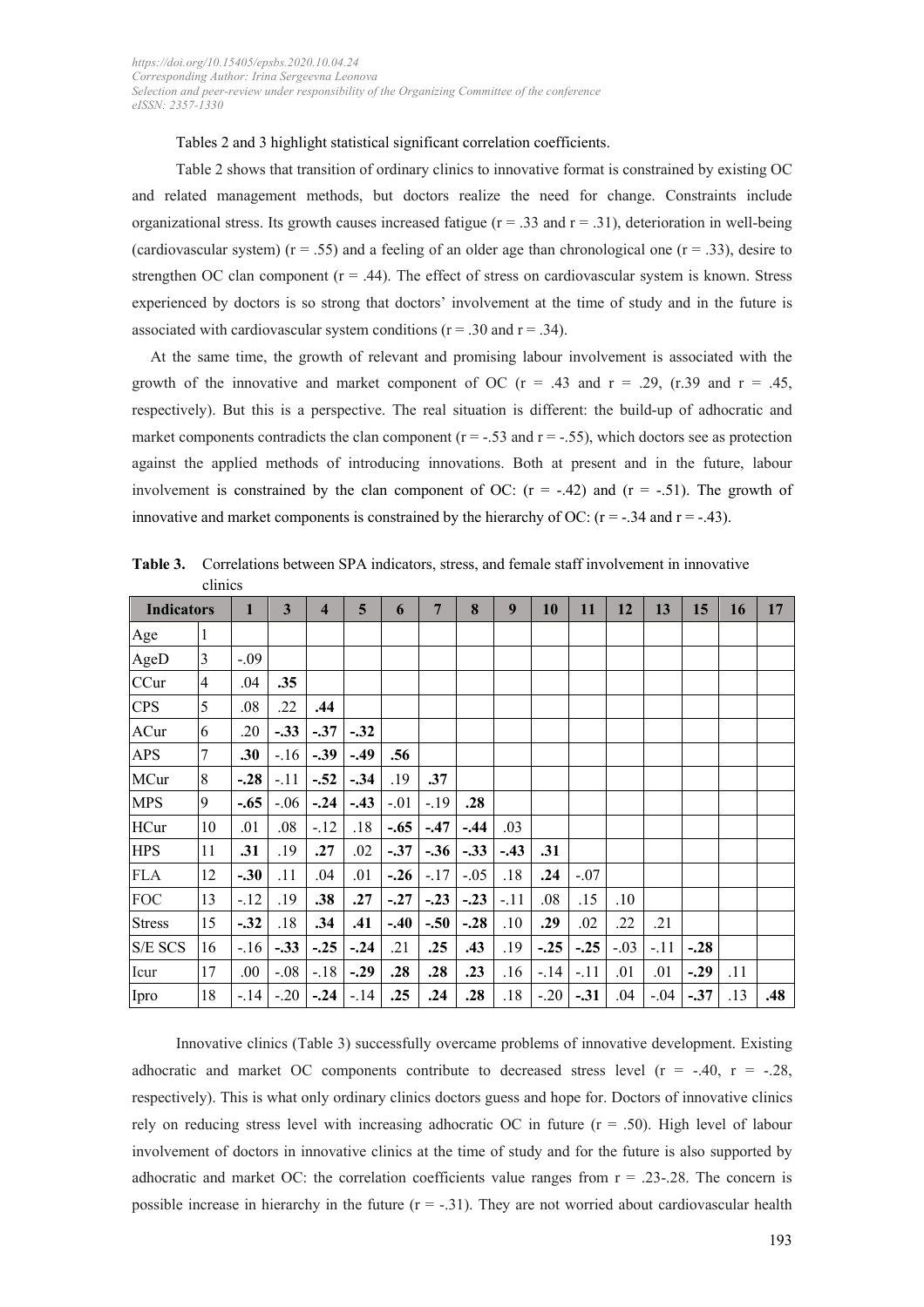Tables 2 and 3 highlight statistical significant correlation coefficients.

Table 2 shows that transition of ordinary clinics to innovative format is constrained by existing OC and related management methods, but doctors realize the need for change. Constraints include organizational stress. Its growth causes increased fatigue (r = .33 and r = .31), deterioration in well-being (cardiovascular system) (r = .55) and a feeling of an older age than chronological one (r = .33), desire to strengthen OC clan component (r = .44). The effect of stress on cardiovascular system is known. Stress experienced by doctors is so strong that doctors' involvement at the time of study and in the future is associated with cardiovascular system conditions (r = .30 and r = .34).

At the same time, the growth of relevant and promising labour involvement is associated with the growth of the innovative and market component of OC (r = .43 and r = .29, (r.39 and r = .45, respectively). But this is a perspective. The real situation is different: the build-up of adhocratic and market components contradicts the clan component (r = -.53 and r = -.55), which doctors see as protection against the applied methods of introducing innovations. Both at present and in the future, labour involvement is constrained by the clan component of OC: (r = -.42) and (r = -.51). The growth of innovative and market components is constrained by the hierarchy of OC: (r = -.34 and r = -.43).

**Table 3.** Correlations between SPA indicators, stress, and female staff involvement in innovative clinics

| Indicators | | 1 | 3 | 4 | 5 | 6 | 7 | 8 | 9 | 10 | 11 | 12 | 13 | 15 | 16 | 17 |
|---|---|---|---|---|---|---|---|---|---|---|---|---|---|---|---|---|
| Age | 1 | | | | | | | | | | | | | | | |
| AgeD | 3 | -.09 | | | | | | | | | | | | | | |
| CCur | 4 | .04 | **.35** | | | | | | | | | | | | | |
| CPS | 5 | .08 | .22 | **.44** | | | | | | | | | | | | |
| ACur | 6 | .20 | **-.33** | **-.37** | **-.32** | | | | | | | | | | | |
| APS | 7 | **.30** | -.16 | **-.39** | **-.49** | **.56** | | | | | | | | | | |
| MCur | 8 | **-.28** | -.11 | **-.52** | **-.34** | .19 | **.37** | | | | | | | | | |
| MPS | 9 | **-.65** | -.06 | **-.24** | **-.43** | -.01 | -.19 | **.28** | | | | | | | | |
| HCur | 10 | .01 | .08 | -.12 | .18 | **-.65** | **-.47** | **-.44** | .03 | | | | | | | |
| HPS | 11 | **.31** | .19 | **.27** | .02 | **-.37** | **-.36** | **-.33** | **-.43** | **.31** | | | | | | |
| FLA | 12 | **-.30** | .11 | .04 | .01 | **-.26** | -.17 | -.05 | .18 | **.24** | -.07 | | | | | |
| FOC | 13 | -.12 | .19 | **.38** | **.27** | **-.27** | **-.23** | **-.23** | -.11 | .08 | .15 | .10 | | | | |
| Stress | 15 | **-.32** | .18 | **.34** | **.41** | **-.40** | **-.50** | **-.28** | .10 | **.29** | .02 | .22 | .21 | | | |
| S/E SCS | 16 | -.16 | **-.33** | **-.25** | **-.24** | .21 | **.25** | **.43** | .19 | **-.25** | **-.25** | -.03 | -.11 | **-.28** | | |
| Icur | 17 | .00 | -.08 | -.18 | **-.29** | **.28** | **.28** | **.23** | .16 | -.14 | -.11 | .01 | .01 | **-.29** | .11 | |
| Ipro | 18 | -.14 | -.20 | **-.24** | -.14 | **.25** | **.24** | **.28** | .18 | -.20 | **-.31** | .04 | -.04 | **-.37** | .13 | **.48** |

Innovative clinics (Table 3) successfully overcame problems of innovative development. Existing adhocratic and market OC components contribute to decreased stress level (r = -.40, r = -.28, respectively). This is what only ordinary clinics doctors guess and hope for. Doctors of innovative clinics rely on reducing stress level with increasing adhocratic OC in future (r = .50). High level of labour involvement of doctors in innovative clinics at the time of study and for the future is also supported by adhocratic and market OC: the correlation coefficients value ranges from r = .23-.28. The concern is possible increase in hierarchy in the future (r = -.31). They are not worried about cardiovascular health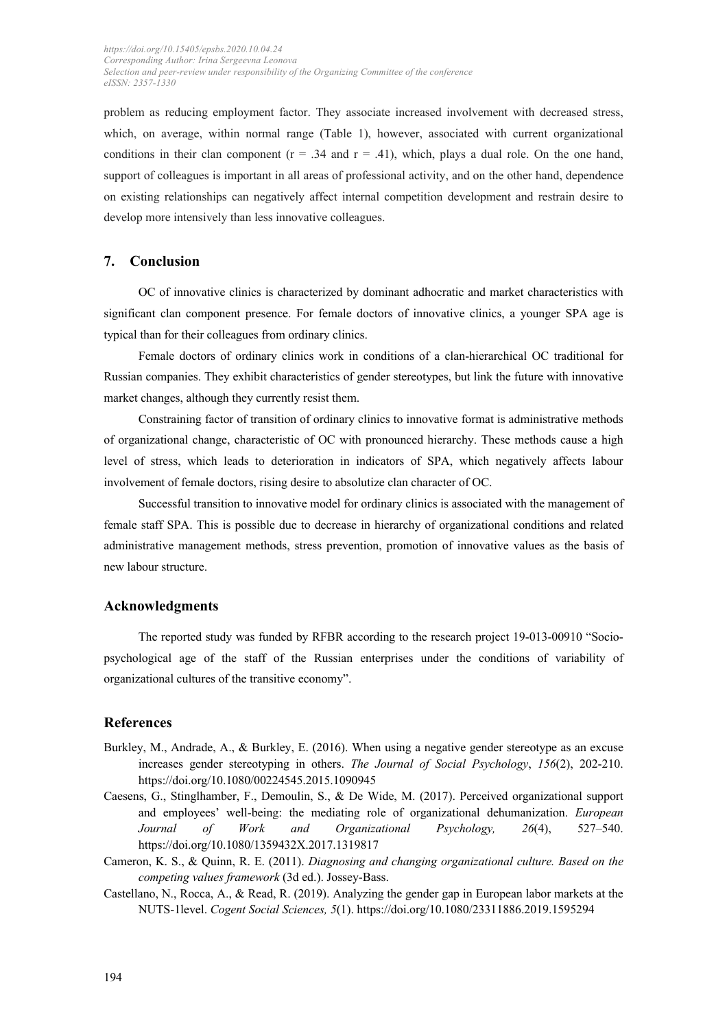problem as reducing employment factor. They associate increased involvement with decreased stress, which, on average, within normal range (Table 1), however, associated with current organizational conditions in their clan component (r = .34 and r = .41), which, plays a dual role. On the one hand, support of colleagues is important in all areas of professional activity, and on the other hand, dependence on existing relationships can negatively affect internal competition development and restrain desire to develop more intensively than less innovative colleagues.

## 7. Conclusion

OC of innovative clinics is characterized by dominant adhocratic and market characteristics with significant clan component presence. For female doctors of innovative clinics, a younger SPA age is typical than for their colleagues from ordinary clinics.

Female doctors of ordinary clinics work in conditions of a clan-hierarchical OC traditional for Russian companies. They exhibit characteristics of gender stereotypes, but link the future with innovative market changes, although they currently resist them.

Constraining factor of transition of ordinary clinics to innovative format is administrative methods of organizational change, characteristic of OC with pronounced hierarchy. These methods cause a high level of stress, which leads to deterioration in indicators of SPA, which negatively affects labour involvement of female doctors, rising desire to absolutize clan character of OC.

Successful transition to innovative model for ordinary clinics is associated with the management of female staff SPA. This is possible due to decrease in hierarchy of organizational conditions and related administrative management methods, stress prevention, promotion of innovative values as the basis of new labour structure.

## Acknowledgments

The reported study was funded by RFBR according to the research project 19-013-00910 "Socio-psychological age of the staff of the Russian enterprises under the conditions of variability of organizational cultures of the transitive economy".

## References

Burkley, M., Andrade, A., & Burkley, E. (2016). When using a negative gender stereotype as an excuse increases gender stereotyping in others. *The Journal of Social Psychology*, *156*(2), 202-210. https://doi.org/10.1080/00224545.2015.1090945

Caesens, G., Stinglhamber, F., Demoulin, S., & De Wide, M. (2017). Perceived organizational support and employees' well-being: the mediating role of organizational dehumanization. *European Journal of Work and Organizational Psychology, 26*(4), 527–540. https://doi.org/10.1080/1359432X.2017.1319817

Cameron, K. S., & Quinn, R. E. (2011). *Diagnosing and changing organizational culture. Based on the competing values framework* (3d ed.). Jossey-Bass.

Castellano, N., Rocca, A., & Read, R. (2019). Analyzing the gender gap in European labor markets at the NUTS-1level. *Cogent Social Sciences, 5*(1). https://doi.org/10.1080/23311886.2019.1595294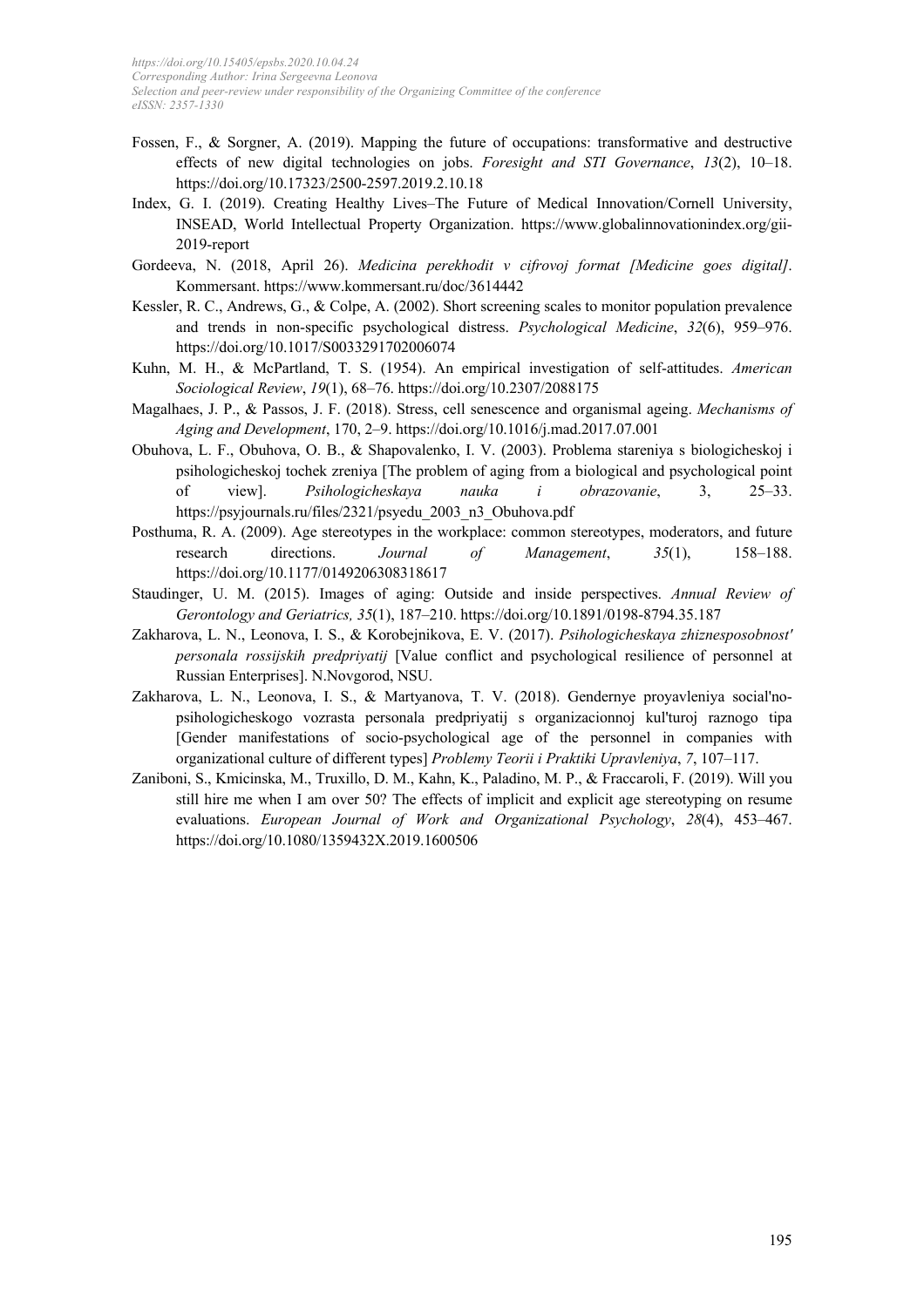Fossen, F., & Sorgner, A. (2019). Mapping the future of occupations: transformative and destructive effects of new digital technologies on jobs. *Foresight and STI Governance*, *13*(2), 10–18. https://doi.org/10.17323/2500-2597.2019.2.10.18

Index, G. I. (2019). Creating Healthy Lives–The Future of Medical Innovation/Cornell University, INSEAD, World Intellectual Property Organization. https://www.globalinnovationindex.org/gii-2019-report

Gordeeva, N. (2018, April 26). *Medicina perekhodit v cifrovoj format [Medicine goes digital]*. Kommersant. https://www.kommersant.ru/doc/3614442

Kessler, R. C., Andrews, G., & Colpe, A. (2002). Short screening scales to monitor population prevalence and trends in non-specific psychological distress. *Psychological Medicine*, *32*(6), 959–976. https://doi.org/10.1017/S0033291702006074

Kuhn, M. H., & McPartland, T. S. (1954). An empirical investigation of self-attitudes. *American Sociological Review*, *19*(1), 68–76. https://doi.org/10.2307/2088175

Magalhaes, J. P., & Passos, J. F. (2018). Stress, cell senescence and organismal ageing. *Mechanisms of Aging and Development*, 170, 2–9. https://doi.org/10.1016/j.mad.2017.07.001

Obuhova, L. F., Obuhova, O. B., & Shapovalenko, I. V. (2003). Problema stareniya s biologicheskoj i psihologicheskoj tochek zreniya [The problem of aging from a biological and psychological point of view]. *Psihologicheskaya nauka i obrazovanie*, 3, 25–33. https://psyjournals.ru/files/2321/psyedu_2003_n3_Obuhova.pdf

Posthuma, R. A. (2009). Age stereotypes in the workplace: common stereotypes, moderators, and future research directions. *Journal of Management*, *35*(1), 158–188. https://doi.org/10.1177/0149206308318617

Staudinger, U. M. (2015). Images of aging: Outside and inside perspectives. *Annual Review of Gerontology and Geriatrics, 35*(1), 187–210. https://doi.org/10.1891/0198-8794.35.187

Zakharova, L. N., Leonova, I. S., & Korobejnikova, E. V. (2017). *Psihologicheskaya zhiznesposobnost' personala rossijskih predpriyatij* [Value conflict and psychological resilience of personnel at Russian Enterprises]. N.Novgorod, NSU.

Zakharova, L. N., Leonova, I. S., & Martyanova, T. V. (2018). Gendernye proyavleniya social'no-psihologicheskogo vozrasta personala predpriyatij s organizacionnoj kul'turoj raznogo tipa [Gender manifestations of socio-psychological age of the personnel in companies with organizational culture of different types] *Problemy Teorii i Praktiki Upravleniya*, *7*, 107–117.

Zaniboni, S., Kmicinska, M., Truxillo, D. M., Kahn, K., Paladino, M. P., & Fraccaroli, F. (2019). Will you still hire me when I am over 50? The effects of implicit and explicit age stereotyping on resume evaluations. *European Journal of Work and Organizational Psychology*, *28*(4), 453–467. https://doi.org/10.1080/1359432X.2019.1600506